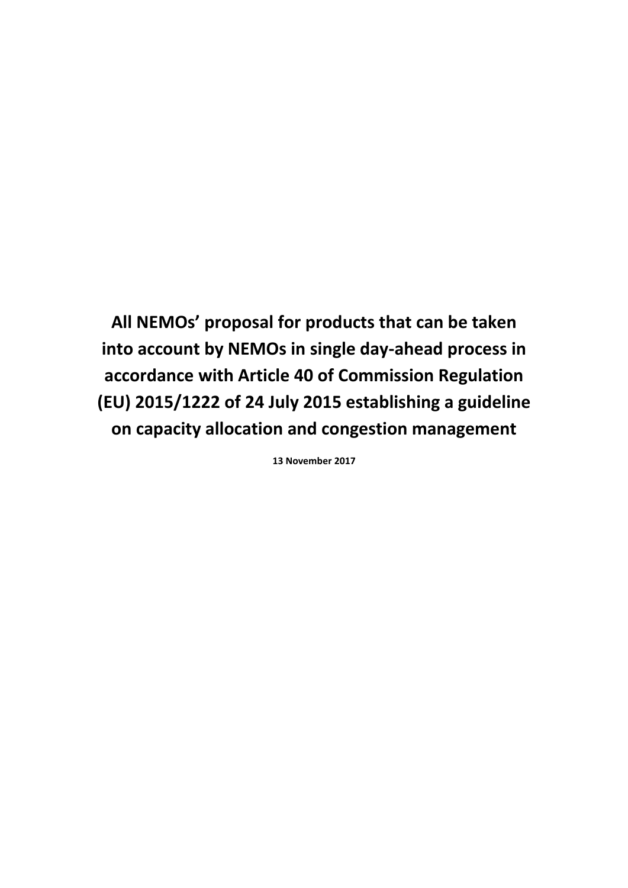# All NEMOs' proposal for products that can be taken into account by NEMOs in single day-ahead process in accordance with Article 40 of Commission Regulation (EU) 2015/1222 of 24 July 2015 establishing a guideline on capacity allocation and congestion management

**13 November 2017**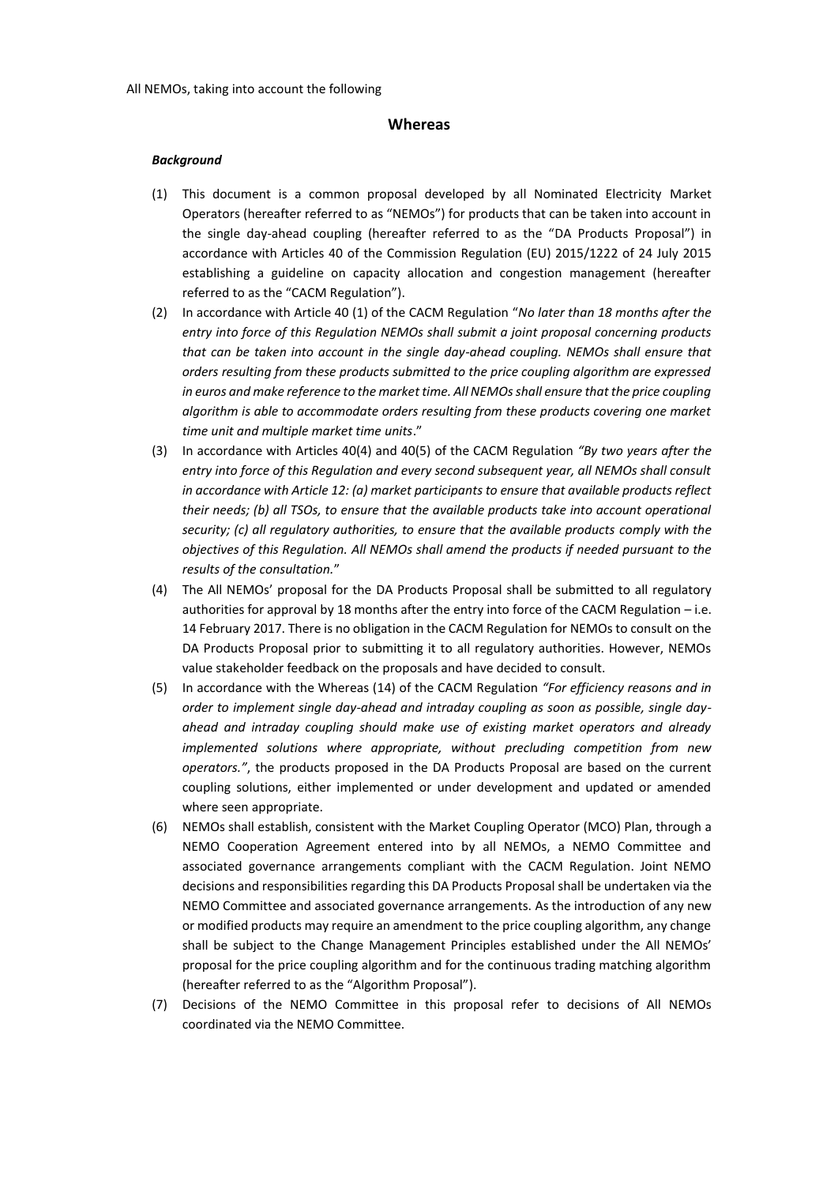All NEMOs, taking into account the following

## Whereas

***Background***

(1) This document is a common proposal developed by all Nominated Electricity Market Operators (hereafter referred to as "NEMOs") for products that can be taken into account in the single day-ahead coupling (hereafter referred to as the "DA Products Proposal") in accordance with Articles 40 of the Commission Regulation (EU) 2015/1222 of 24 July 2015 establishing a guideline on capacity allocation and congestion management (hereafter referred to as the "CACM Regulation").

(2) In accordance with Article 40 (1) of the CACM Regulation "*No later than 18 months after the entry into force of this Regulation NEMOs shall submit a joint proposal concerning products that can be taken into account in the single day-ahead coupling. NEMOs shall ensure that orders resulting from these products submitted to the price coupling algorithm are expressed in euros and make reference to the market time. All NEMOs shall ensure that the price coupling algorithm is able to accommodate orders resulting from these products covering one market time unit and multiple market time units*."

(3) In accordance with Articles 40(4) and 40(5) of the CACM Regulation *"By two years after the entry into force of this Regulation and every second subsequent year, all NEMOs shall consult in accordance with Article 12: (a) market participants to ensure that available products reflect their needs; (b) all TSOs, to ensure that the available products take into account operational security; (c) all regulatory authorities, to ensure that the available products comply with the objectives of this Regulation. All NEMOs shall amend the products if needed pursuant to the results of the consultation.*"

(4) The All NEMOs' proposal for the DA Products Proposal shall be submitted to all regulatory authorities for approval by 18 months after the entry into force of the CACM Regulation – i.e. 14 February 2017. There is no obligation in the CACM Regulation for NEMOs to consult on the DA Products Proposal prior to submitting it to all regulatory authorities. However, NEMOs value stakeholder feedback on the proposals and have decided to consult.

(5) In accordance with the Whereas (14) of the CACM Regulation *"For efficiency reasons and in order to implement single day-ahead and intraday coupling as soon as possible, single day-ahead and intraday coupling should make use of existing market operators and already implemented solutions where appropriate, without precluding competition from new operators."*, the products proposed in the DA Products Proposal are based on the current coupling solutions, either implemented or under development and updated or amended where seen appropriate.

(6) NEMOs shall establish, consistent with the Market Coupling Operator (MCO) Plan, through a NEMO Cooperation Agreement entered into by all NEMOs, a NEMO Committee and associated governance arrangements compliant with the CACM Regulation. Joint NEMO decisions and responsibilities regarding this DA Products Proposal shall be undertaken via the NEMO Committee and associated governance arrangements. As the introduction of any new or modified products may require an amendment to the price coupling algorithm, any change shall be subject to the Change Management Principles established under the All NEMOs' proposal for the price coupling algorithm and for the continuous trading matching algorithm (hereafter referred to as the "Algorithm Proposal").

(7) Decisions of the NEMO Committee in this proposal refer to decisions of All NEMOs coordinated via the NEMO Committee.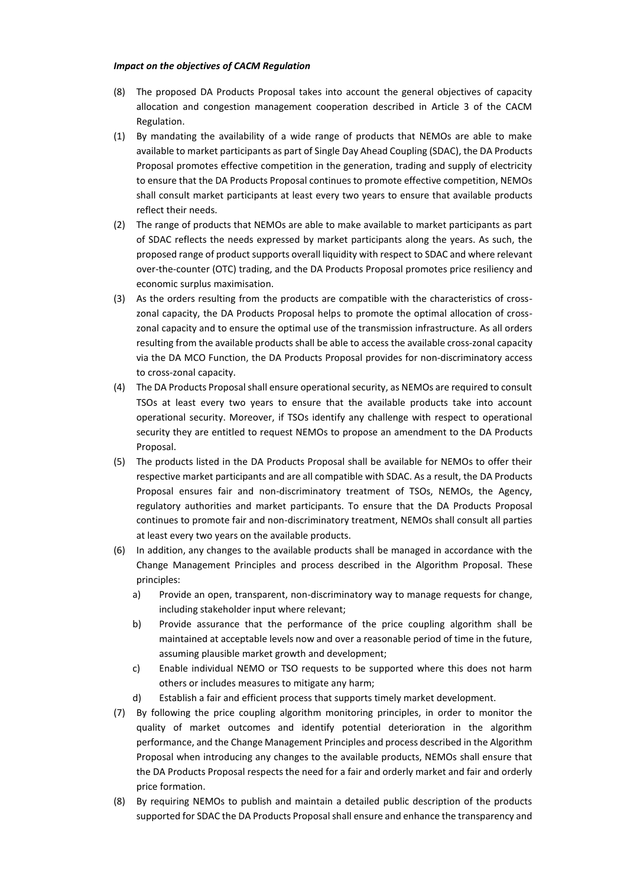***Impact on the objectives of CACM Regulation***

(8) The proposed DA Products Proposal takes into account the general objectives of capacity allocation and congestion management cooperation described in Article 3 of the CACM Regulation.

(1) By mandating the availability of a wide range of products that NEMOs are able to make available to market participants as part of Single Day Ahead Coupling (SDAC), the DA Products Proposal promotes effective competition in the generation, trading and supply of electricity to ensure that the DA Products Proposal continues to promote effective competition, NEMOs shall consult market participants at least every two years to ensure that available products reflect their needs.

(2) The range of products that NEMOs are able to make available to market participants as part of SDAC reflects the needs expressed by market participants along the years. As such, the proposed range of product supports overall liquidity with respect to SDAC and where relevant over-the-counter (OTC) trading, and the DA Products Proposal promotes price resiliency and economic surplus maximisation.

(3) As the orders resulting from the products are compatible with the characteristics of cross-zonal capacity, the DA Products Proposal helps to promote the optimal allocation of cross-zonal capacity and to ensure the optimal use of the transmission infrastructure. As all orders resulting from the available products shall be able to access the available cross-zonal capacity via the DA MCO Function, the DA Products Proposal provides for non-discriminatory access to cross-zonal capacity.

(4) The DA Products Proposal shall ensure operational security, as NEMOs are required to consult TSOs at least every two years to ensure that the available products take into account operational security. Moreover, if TSOs identify any challenge with respect to operational security they are entitled to request NEMOs to propose an amendment to the DA Products Proposal.

(5) The products listed in the DA Products Proposal shall be available for NEMOs to offer their respective market participants and are all compatible with SDAC. As a result, the DA Products Proposal ensures fair and non-discriminatory treatment of TSOs, NEMOs, the Agency, regulatory authorities and market participants. To ensure that the DA Products Proposal continues to promote fair and non-discriminatory treatment, NEMOs shall consult all parties at least every two years on the available products.

(6) In addition, any changes to the available products shall be managed in accordance with the Change Management Principles and process described in the Algorithm Proposal. These principles:
   a) Provide an open, transparent, non-discriminatory way to manage requests for change, including stakeholder input where relevant;
   b) Provide assurance that the performance of the price coupling algorithm shall be maintained at acceptable levels now and over a reasonable period of time in the future, assuming plausible market growth and development;
   c) Enable individual NEMO or TSO requests to be supported where this does not harm others or includes measures to mitigate any harm;
   d) Establish a fair and efficient process that supports timely market development.

(7) By following the price coupling algorithm monitoring principles, in order to monitor the quality of market outcomes and identify potential deterioration in the algorithm performance, and the Change Management Principles and process described in the Algorithm Proposal when introducing any changes to the available products, NEMOs shall ensure that the DA Products Proposal respects the need for a fair and orderly market and fair and orderly price formation.

(8) By requiring NEMOs to publish and maintain a detailed public description of the products supported for SDAC the DA Products Proposal shall ensure and enhance the transparency and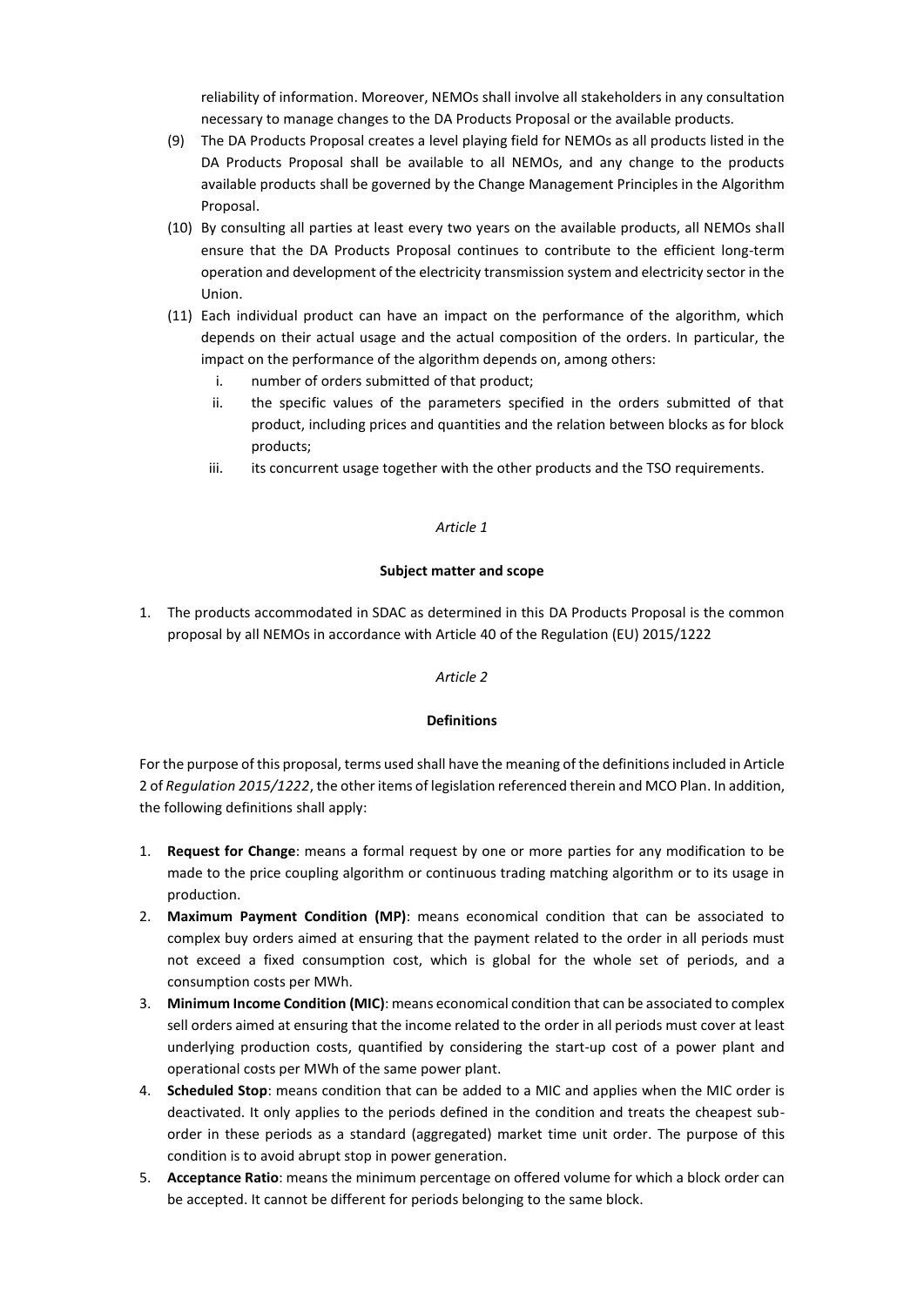reliability of information. Moreover, NEMOs shall involve all stakeholders in any consultation necessary to manage changes to the DA Products Proposal or the available products.

(9) The DA Products Proposal creates a level playing field for NEMOs as all products listed in the DA Products Proposal shall be available to all NEMOs, and any change to the products available products shall be governed by the Change Management Principles in the Algorithm Proposal.

(10) By consulting all parties at least every two years on the available products, all NEMOs shall ensure that the DA Products Proposal continues to contribute to the efficient long-term operation and development of the electricity transmission system and electricity sector in the Union.

(11) Each individual product can have an impact on the performance of the algorithm, which depends on their actual usage and the actual composition of the orders. In particular, the impact on the performance of the algorithm depends on, among others:

   i. number of orders submitted of that product;
   ii. the specific values of the parameters specified in the orders submitted of that product, including prices and quantities and the relation between blocks as for block products;
   iii. its concurrent usage together with the other products and the TSO requirements.

*Article 1*

**Subject matter and scope**

1. The products accommodated in SDAC as determined in this DA Products Proposal is the common proposal by all NEMOs in accordance with Article 40 of the Regulation (EU) 2015/1222

*Article 2*

**Definitions**

For the purpose of this proposal, terms used shall have the meaning of the definitions included in Article 2 of *Regulation 2015/1222*, the other items of legislation referenced therein and MCO Plan. In addition, the following definitions shall apply:

1. **Request for Change**: means a formal request by one or more parties for any modification to be made to the price coupling algorithm or continuous trading matching algorithm or to its usage in production.
2. **Maximum Payment Condition (MP)**: means economical condition that can be associated to complex buy orders aimed at ensuring that the payment related to the order in all periods must not exceed a fixed consumption cost, which is global for the whole set of periods, and a consumption costs per MWh.
3. **Minimum Income Condition (MIC)**: means economical condition that can be associated to complex sell orders aimed at ensuring that the income related to the order in all periods must cover at least underlying production costs, quantified by considering the start-up cost of a power plant and operational costs per MWh of the same power plant.
4. **Scheduled Stop**: means condition that can be added to a MIC and applies when the MIC order is deactivated. It only applies to the periods defined in the condition and treats the cheapest sub-order in these periods as a standard (aggregated) market time unit order. The purpose of this condition is to avoid abrupt stop in power generation.
5. **Acceptance Ratio**: means the minimum percentage on offered volume for which a block order can be accepted. It cannot be different for periods belonging to the same block.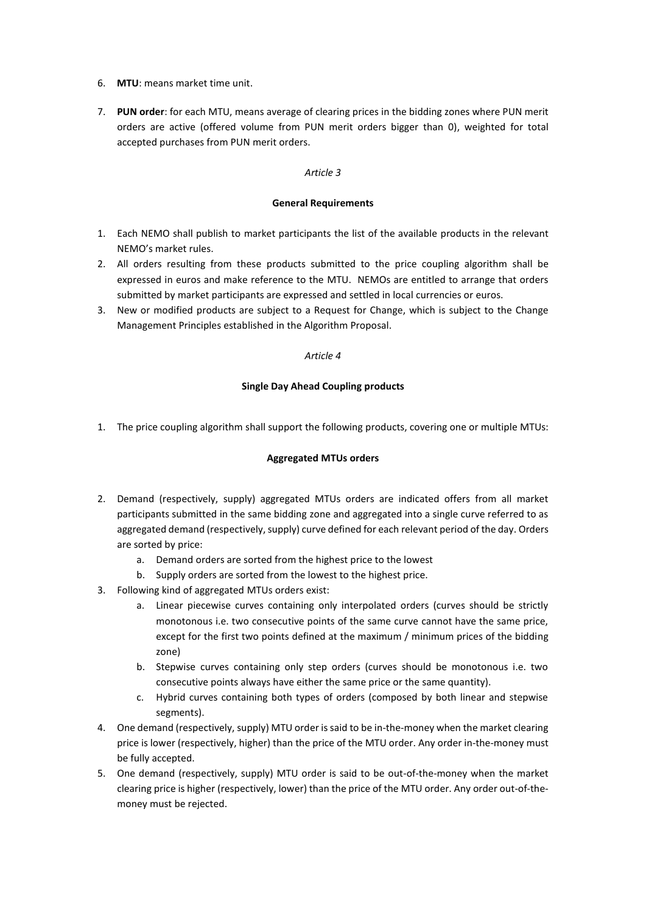6. **MTU**: means market time unit.
7. **PUN order**: for each MTU, means average of clearing prices in the bidding zones where PUN merit orders are active (offered volume from PUN merit orders bigger than 0), weighted for total accepted purchases from PUN merit orders.

*Article 3*

**General Requirements**

1. Each NEMO shall publish to market participants the list of the available products in the relevant NEMO's market rules.
2. All orders resulting from these products submitted to the price coupling algorithm shall be expressed in euros and make reference to the MTU. NEMOs are entitled to arrange that orders submitted by market participants are expressed and settled in local currencies or euros.
3. New or modified products are subject to a Request for Change, which is subject to the Change Management Principles established in the Algorithm Proposal.

*Article 4*

**Single Day Ahead Coupling products**

1. The price coupling algorithm shall support the following products, covering one or multiple MTUs:

**Aggregated MTUs orders**

2. Demand (respectively, supply) aggregated MTUs orders are indicated offers from all market participants submitted in the same bidding zone and aggregated into a single curve referred to as aggregated demand (respectively, supply) curve defined for each relevant period of the day. Orders are sorted by price:
   a. Demand orders are sorted from the highest price to the lowest
   b. Supply orders are sorted from the lowest to the highest price.
3. Following kind of aggregated MTUs orders exist:
   a. Linear piecewise curves containing only interpolated orders (curves should be strictly monotonous i.e. two consecutive points of the same curve cannot have the same price, except for the first two points defined at the maximum / minimum prices of the bidding zone)
   b. Stepwise curves containing only step orders (curves should be monotonous i.e. two consecutive points always have either the same price or the same quantity).
   c. Hybrid curves containing both types of orders (composed by both linear and stepwise segments).
4. One demand (respectively, supply) MTU order is said to be in-the-money when the market clearing price is lower (respectively, higher) than the price of the MTU order. Any order in-the-money must be fully accepted.
5. One demand (respectively, supply) MTU order is said to be out-of-the-money when the market clearing price is higher (respectively, lower) than the price of the MTU order. Any order out-of-the-money must be rejected.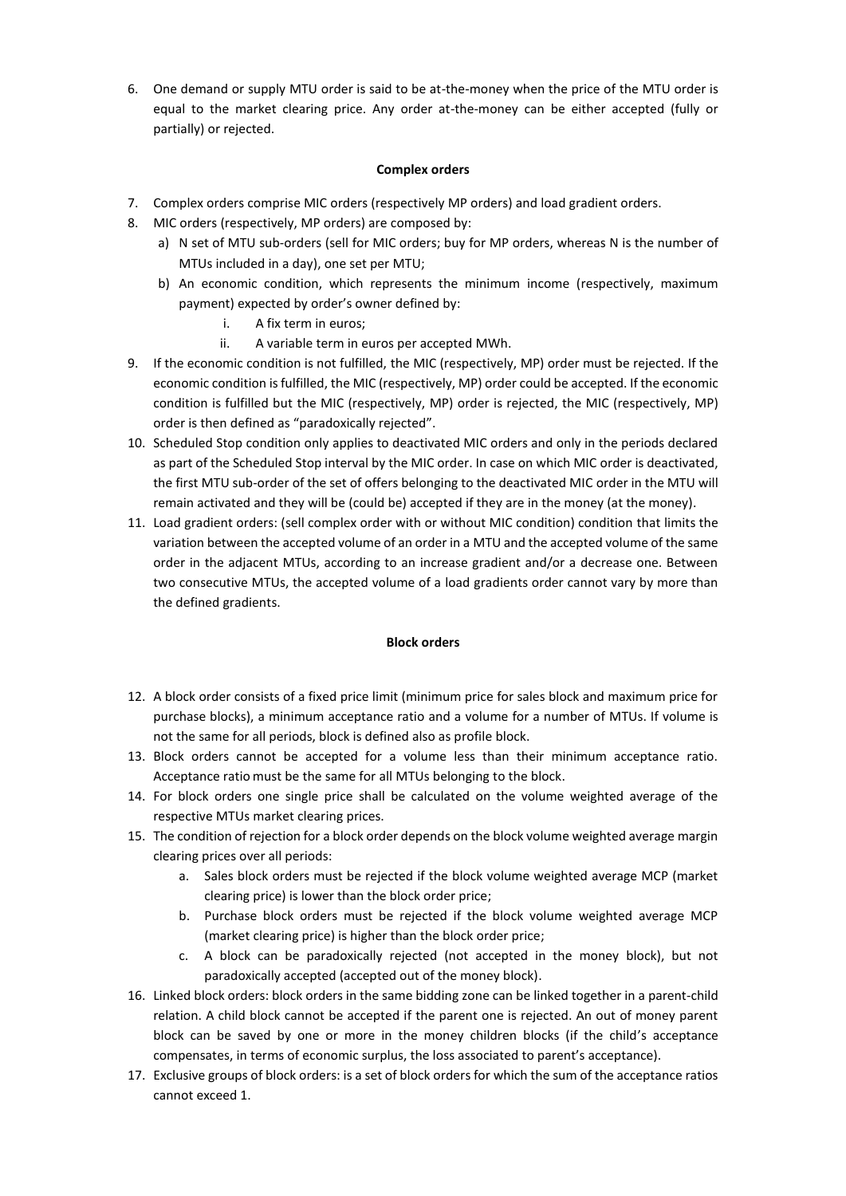6. One demand or supply MTU order is said to be at-the-money when the price of the MTU order is equal to the market clearing price. Any order at-the-money can be either accepted (fully or partially) or rejected.

**Complex orders**

7. Complex orders comprise MIC orders (respectively MP orders) and load gradient orders.
8. MIC orders (respectively, MP orders) are composed by:
   a) N set of MTU sub-orders (sell for MIC orders; buy for MP orders, whereas N is the number of MTUs included in a day), one set per MTU;
   b) An economic condition, which represents the minimum income (respectively, maximum payment) expected by order's owner defined by:
      i. A fix term in euros;
      ii. A variable term in euros per accepted MWh.
9. If the economic condition is not fulfilled, the MIC (respectively, MP) order must be rejected. If the economic condition is fulfilled, the MIC (respectively, MP) order could be accepted. If the economic condition is fulfilled but the MIC (respectively, MP) order is rejected, the MIC (respectively, MP) order is then defined as "paradoxically rejected".
10. Scheduled Stop condition only applies to deactivated MIC orders and only in the periods declared as part of the Scheduled Stop interval by the MIC order. In case on which MIC order is deactivated, the first MTU sub-order of the set of offers belonging to the deactivated MIC order in the MTU will remain activated and they will be (could be) accepted if they are in the money (at the money).
11. Load gradient orders: (sell complex order with or without MIC condition) condition that limits the variation between the accepted volume of an order in a MTU and the accepted volume of the same order in the adjacent MTUs, according to an increase gradient and/or a decrease one. Between two consecutive MTUs, the accepted volume of a load gradients order cannot vary by more than the defined gradients.

**Block orders**

12. A block order consists of a fixed price limit (minimum price for sales block and maximum price for purchase blocks), a minimum acceptance ratio and a volume for a number of MTUs. If volume is not the same for all periods, block is defined also as profile block.
13. Block orders cannot be accepted for a volume less than their minimum acceptance ratio. Acceptance ratio must be the same for all MTUs belonging to the block.
14. For block orders one single price shall be calculated on the volume weighted average of the respective MTUs market clearing prices.
15. The condition of rejection for a block order depends on the block volume weighted average margin clearing prices over all periods:
    a. Sales block orders must be rejected if the block volume weighted average MCP (market clearing price) is lower than the block order price;
    b. Purchase block orders must be rejected if the block volume weighted average MCP (market clearing price) is higher than the block order price;
    c. A block can be paradoxically rejected (not accepted in the money block), but not paradoxically accepted (accepted out of the money block).
16. Linked block orders: block orders in the same bidding zone can be linked together in a parent-child relation. A child block cannot be accepted if the parent one is rejected. An out of money parent block can be saved by one or more in the money children blocks (if the child's acceptance compensates, in terms of economic surplus, the loss associated to parent's acceptance).
17. Exclusive groups of block orders: is a set of block orders for which the sum of the acceptance ratios cannot exceed 1.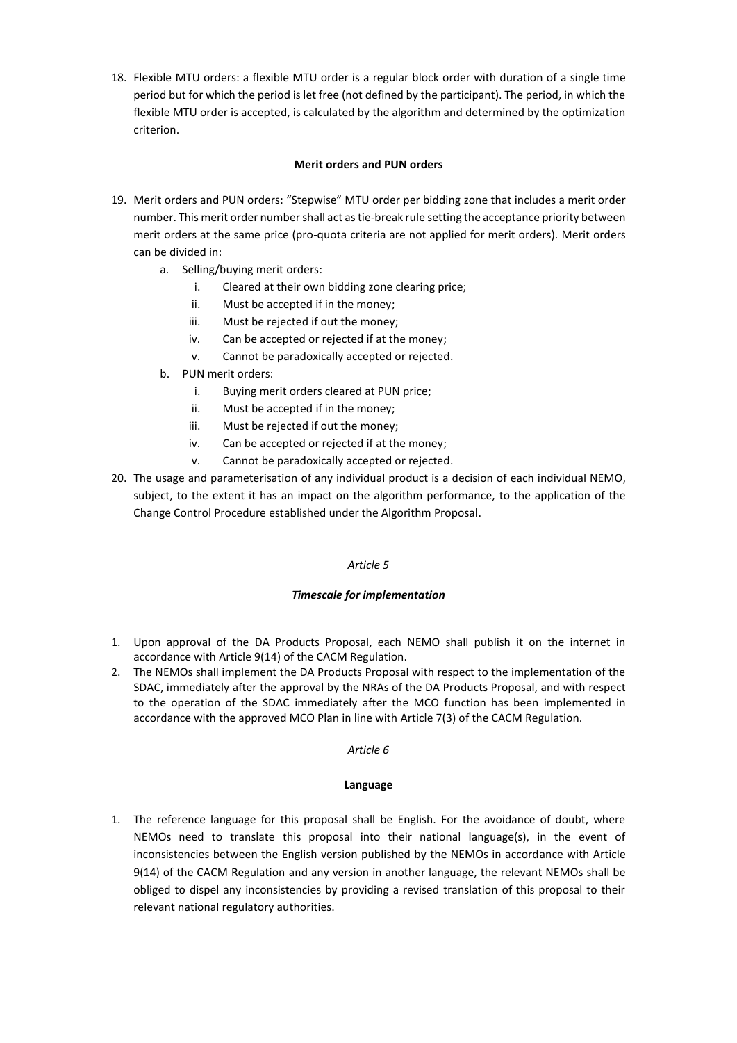18. Flexible MTU orders: a flexible MTU order is a regular block order with duration of a single time period but for which the period is let free (not defined by the participant). The period, in which the flexible MTU order is accepted, is calculated by the algorithm and determined by the optimization criterion.

**Merit orders and PUN orders**

19. Merit orders and PUN orders: "Stepwise" MTU order per bidding zone that includes a merit order number. This merit order number shall act as tie-break rule setting the acceptance priority between merit orders at the same price (pro-quota criteria are not applied for merit orders). Merit orders can be divided in:
    a. Selling/buying merit orders:
        i. Cleared at their own bidding zone clearing price;
        ii. Must be accepted if in the money;
        iii. Must be rejected if out the money;
        iv. Can be accepted or rejected if at the money;
        v. Cannot be paradoxically accepted or rejected.
    b. PUN merit orders:
        i. Buying merit orders cleared at PUN price;
        ii. Must be accepted if in the money;
        iii. Must be rejected if out the money;
        iv. Can be accepted or rejected if at the money;
        v. Cannot be paradoxically accepted or rejected.
20. The usage and parameterisation of any individual product is a decision of each individual NEMO, subject, to the extent it has an impact on the algorithm performance, to the application of the Change Control Procedure established under the Algorithm Proposal.

*Article 5*

***Timescale for implementation***

1. Upon approval of the DA Products Proposal, each NEMO shall publish it on the internet in accordance with Article 9(14) of the CACM Regulation.
2. The NEMOs shall implement the DA Products Proposal with respect to the implementation of the SDAC, immediately after the approval by the NRAs of the DA Products Proposal, and with respect to the operation of the SDAC immediately after the MCO function has been implemented in accordance with the approved MCO Plan in line with Article 7(3) of the CACM Regulation.

*Article 6*

**Language**

1. The reference language for this proposal shall be English. For the avoidance of doubt, where NEMOs need to translate this proposal into their national language(s), in the event of inconsistencies between the English version published by the NEMOs in accordance with Article 9(14) of the CACM Regulation and any version in another language, the relevant NEMOs shall be obliged to dispel any inconsistencies by providing a revised translation of this proposal to their relevant national regulatory authorities.